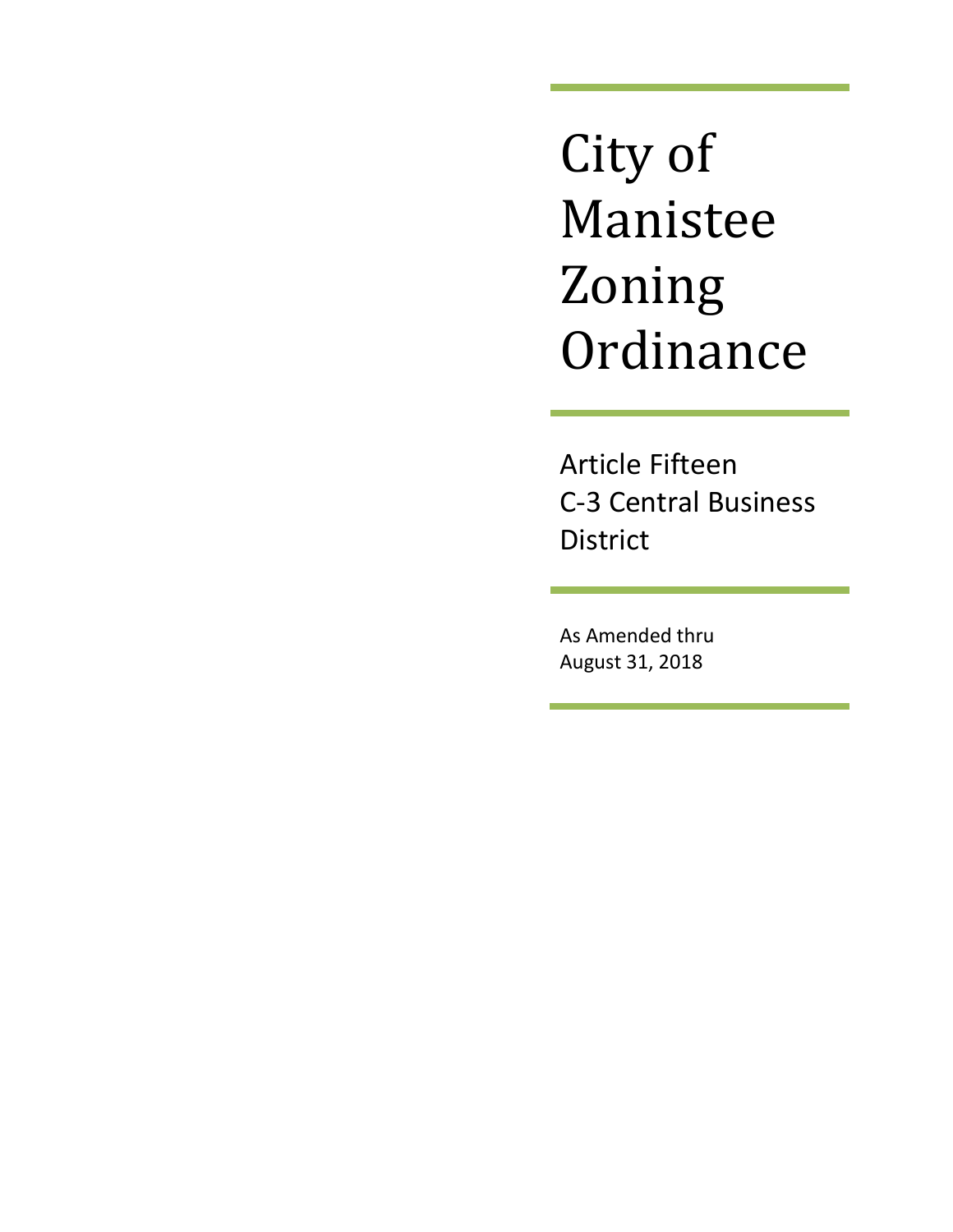# City of Manistee Zoning Ordinance

## Article Fifteen
## C-3 Central Business District

As Amended thru
August 31, 2018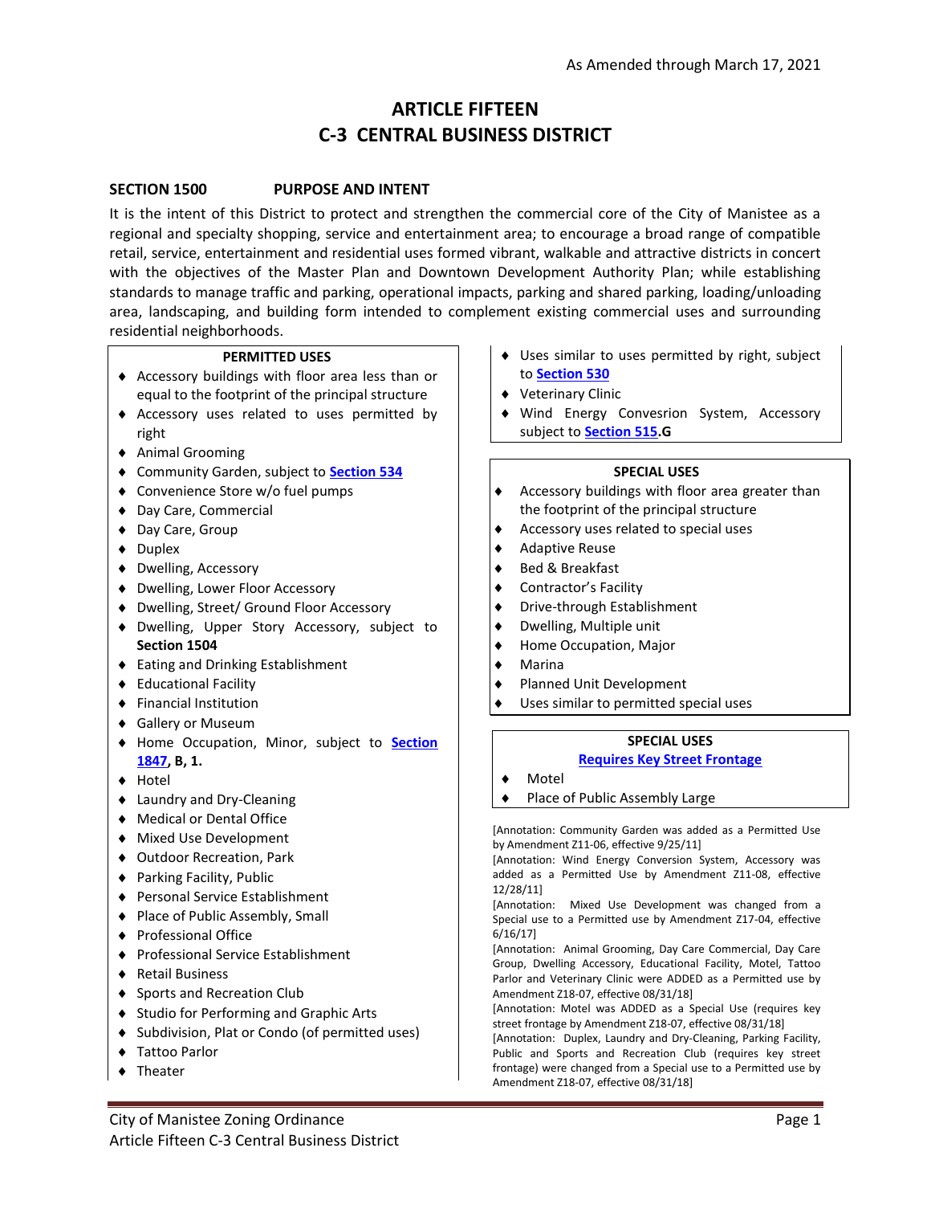As Amended through March 17, 2021

# ARTICLE FIFTEEN
# C-3 CENTRAL BUSINESS DISTRICT

## SECTION 1500 PURPOSE AND INTENT

It is the intent of this District to protect and strengthen the commercial core of the City of Manistee as a regional and specialty shopping, service and entertainment area; to encourage a broad range of compatible retail, service, entertainment and residential uses formed vibrant, walkable and attractive districts in concert with the objectives of the Master Plan and Downtown Development Authority Plan; while establishing standards to manage traffic and parking, operational impacts, parking and shared parking, loading/unloading area, landscaping, and building form intended to complement existing commercial uses and surrounding residential neighborhoods.

### PERMITTED USES

- Accessory buildings with floor area less than or equal to the footprint of the principal structure
- Accessory uses related to uses permitted by right
- Animal Grooming
- Community Garden, subject to **Section 534**
- Convenience Store w/o fuel pumps
- Day Care, Commercial
- Day Care, Group
- Duplex
- Dwelling, Accessory
- Dwelling, Lower Floor Accessory
- Dwelling, Street/ Ground Floor Accessory
- Dwelling, Upper Story Accessory, subject to **Section 1504**
- Eating and Drinking Establishment
- Educational Facility
- Financial Institution
- Gallery or Museum
- Home Occupation, Minor, subject to **Section 1847, B, 1.**
- Hotel
- Laundry and Dry-Cleaning
- Medical or Dental Office
- Mixed Use Development
- Outdoor Recreation, Park
- Parking Facility, Public
- Personal Service Establishment
- Place of Public Assembly, Small
- Professional Office
- Professional Service Establishment
- Retail Business
- Sports and Recreation Club
- Studio for Performing and Graphic Arts
- Subdivision, Plat or Condo (of permitted uses)
- Tattoo Parlor
- Theater
- Uses similar to uses permitted by right, subject to **Section 530**
- Veterinary Clinic
- Wind Energy Conversion System, Accessory subject to **Section 515.G**

### SPECIAL USES

- Accessory buildings with floor area greater than the footprint of the principal structure
- Accessory uses related to special uses
- Adaptive Reuse
- Bed & Breakfast
- Contractor's Facility
- Drive-through Establishment
- Dwelling, Multiple unit
- Home Occupation, Major
- Marina
- Planned Unit Development
- Uses similar to permitted special uses

### SPECIAL USES
**Requires Key Street Frontage**

- Motel
- Place of Public Assembly Large

[Annotation: Community Garden was added as a Permitted Use by Amendment Z11-06, effective 9/25/11]

[Annotation: Wind Energy Conversion System, Accessory was added as a Permitted Use by Amendment Z11-08, effective 12/28/11]

[Annotation: Mixed Use Development was changed from a Special use to a Permitted use by Amendment Z17-04, effective 6/16/17]

[Annotation: Animal Grooming, Day Care Commercial, Day Care Group, Dwelling Accessory, Educational Facility, Motel, Tattoo Parlor and Veterinary Clinic were ADDED as a Permitted use by Amendment Z18-07, effective 08/31/18]

[Annotation: Motel was ADDED as a Special Use (requires key street frontage by Amendment Z18-07, effective 08/31/18]

[Annotation: Duplex, Laundry and Dry-Cleaning, Parking Facility, Public and Sports and Recreation Club (requires key street frontage) were changed from a Special use to a Permitted use by Amendment Z18-07, effective 08/31/18]

City of Manistee Zoning Ordinance
Article Fifteen C-3 Central Business District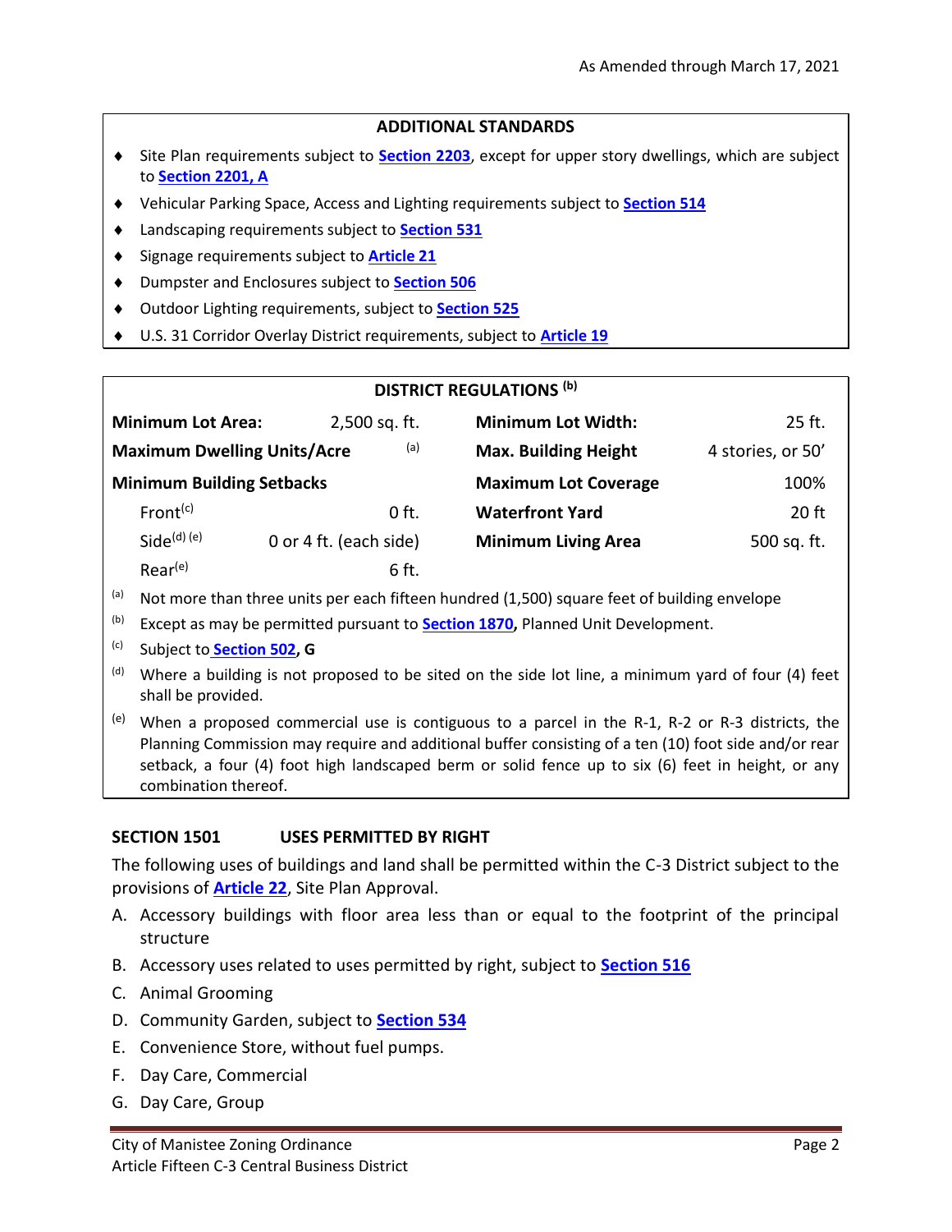## ADDITIONAL STANDARDS

- Site Plan requirements subject to **Section 2203**, except for upper story dwellings, which are subject to **Section 2201, A**
- Vehicular Parking Space, Access and Lighting requirements subject to **Section 514**
- Landscaping requirements subject to **Section 531**
- Signage requirements subject to **Article 21**
- Dumpster and Enclosures subject to **Section 506**
- Outdoor Lighting requirements, subject to **Section 525**
- U.S. 31 Corridor Overlay District requirements, subject to **Article 19**

## DISTRICT REGULATIONS [b]

| | | | |
|---|---|---|---|
| **Minimum Lot Area:** | 2,500 sq. ft. | **Minimum Lot Width:** | 25 ft. |
| **Maximum Dwelling Units/Acre** | [a] | **Max. Building Height** | 4 stories, or 50' |
| **Minimum Building Setbacks** | | **Maximum Lot Coverage** | 100% |
| Front[c] | 0 ft. | **Waterfront Yard** | 20 ft |
| Side[d] [e] | 0 or 4 ft. (each side) | **Minimum Living Area** | 500 sq. ft. |
| Rear[e] | 6 ft. | | |

[a] Not more than three units per each fifteen hundred (1,500) square feet of building envelope

[b] Except as may be permitted pursuant to **Section 1870**, Planned Unit Development.

[c] Subject to **Section 502, G**

[d] Where a building is not proposed to be sited on the side lot line, a minimum yard of four (4) feet shall be provided.

[e] When a proposed commercial use is contiguous to a parcel in the R-1, R-2 or R-3 districts, the Planning Commission may require and additional buffer consisting of a ten (10) foot side and/or rear setback, a four (4) foot high landscaped berm or solid fence up to six (6) feet in height, or any combination thereof.

## SECTION 1501 USES PERMITTED BY RIGHT

The following uses of buildings and land shall be permitted within the C-3 District subject to the provisions of **Article 22**, Site Plan Approval.

A. Accessory buildings with floor area less than or equal to the footprint of the principal structure
B. Accessory uses related to uses permitted by right, subject to **Section 516**
C. Animal Grooming
D. Community Garden, subject to **Section 534**
E. Convenience Store, without fuel pumps.
F. Day Care, Commercial
G. Day Care, Group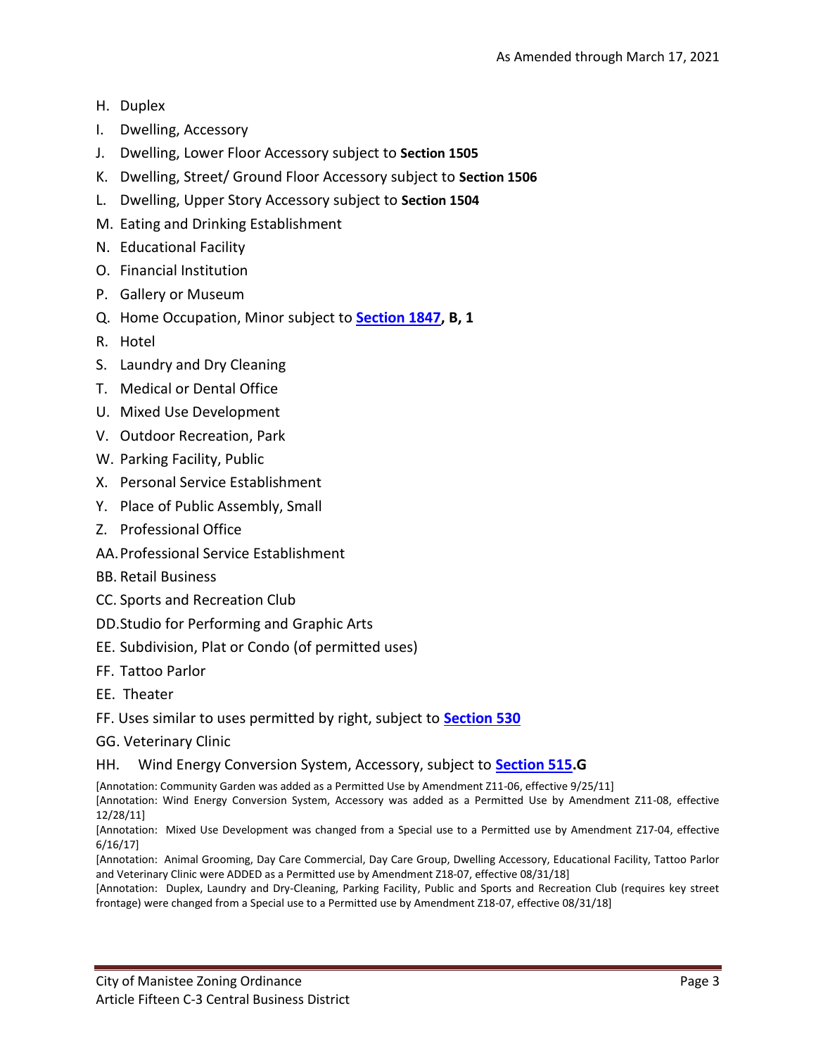H. Duplex
I. Dwelling, Accessory
J. Dwelling, Lower Floor Accessory subject to **Section 1505**
K. Dwelling, Street/ Ground Floor Accessory subject to **Section 1506**
L. Dwelling, Upper Story Accessory subject to **Section 1504**
M. Eating and Drinking Establishment
N. Educational Facility
O. Financial Institution
P. Gallery or Museum
Q. Home Occupation, Minor subject to **Section 1847, B, 1**
R. Hotel
S. Laundry and Dry Cleaning
T. Medical or Dental Office
U. Mixed Use Development
V. Outdoor Recreation, Park
W. Parking Facility, Public
X. Personal Service Establishment
Y. Place of Public Assembly, Small
Z. Professional Office
AA. Professional Service Establishment
BB. Retail Business
CC. Sports and Recreation Club
DD. Studio for Performing and Graphic Arts
EE. Subdivision, Plat or Condo (of permitted uses)
FF. Tattoo Parlor
EE. Theater
FF. Uses similar to uses permitted by right, subject to **Section 530**
GG. Veterinary Clinic
HH. Wind Energy Conversion System, Accessory, subject to **Section 515.G**

[Annotation: Community Garden was added as a Permitted Use by Amendment Z11-06, effective 9/25/11]
[Annotation: Wind Energy Conversion System, Accessory was added as a Permitted Use by Amendment Z11-08, effective 12/28/11]
[Annotation: Mixed Use Development was changed from a Special use to a Permitted use by Amendment Z17-04, effective 6/16/17]
[Annotation: Animal Grooming, Day Care Commercial, Day Care Group, Dwelling Accessory, Educational Facility, Tattoo Parlor and Veterinary Clinic were ADDED as a Permitted use by Amendment Z18-07, effective 08/31/18]
[Annotation: Duplex, Laundry and Dry-Cleaning, Parking Facility, Public and Sports and Recreation Club (requires key street frontage) were changed from a Special use to a Permitted use by Amendment Z18-07, effective 08/31/18]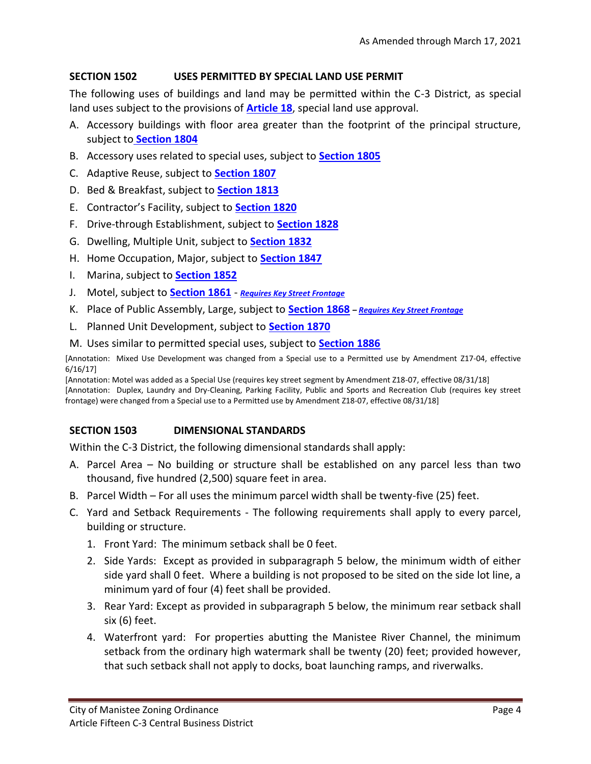## SECTION 1502 USES PERMITTED BY SPECIAL LAND USE PERMIT

The following uses of buildings and land may be permitted within the C-3 District, as special land uses subject to the provisions of **Article 18**, special land use approval.

A. Accessory buildings with floor area greater than the footprint of the principal structure, subject to **Section 1804**

B. Accessory uses related to special uses, subject to **Section 1805**

C. Adaptive Reuse, subject to **Section 1807**

D. Bed & Breakfast, subject to **Section 1813**

E. Contractor's Facility, subject to **Section 1820**

F. Drive-through Establishment, subject to **Section 1828**

G. Dwelling, Multiple Unit, subject to **Section 1832**

H. Home Occupation, Major, subject to **Section 1847**

I. Marina, subject to **Section 1852**

J. Motel, subject to **Section 1861** - ***Requires Key Street Frontage***

K. Place of Public Assembly, Large, subject to **Section 1868** – ***Requires Key Street Frontage***

L. Planned Unit Development, subject to **Section 1870**

M. Uses similar to permitted special uses, subject to **Section 1886**

[Annotation: Mixed Use Development was changed from a Special use to a Permitted use by Amendment Z17-04, effective 6/16/17]

[Annotation: Motel was added as a Special Use (requires key street segment by Amendment Z18-07, effective 08/31/18]

[Annotation: Duplex, Laundry and Dry-Cleaning, Parking Facility, Public and Sports and Recreation Club (requires key street frontage) were changed from a Special use to a Permitted use by Amendment Z18-07, effective 08/31/18]

## SECTION 1503 DIMENSIONAL STANDARDS

Within the C-3 District, the following dimensional standards shall apply:

A. Parcel Area – No building or structure shall be established on any parcel less than two thousand, five hundred (2,500) square feet in area.

B. Parcel Width – For all uses the minimum parcel width shall be twenty-five (25) feet.

C. Yard and Setback Requirements - The following requirements shall apply to every parcel, building or structure.

   1. Front Yard: The minimum setback shall be 0 feet.

   2. Side Yards: Except as provided in subparagraph 5 below, the minimum width of either side yard shall 0 feet. Where a building is not proposed to be sited on the side lot line, a minimum yard of four (4) feet shall be provided.

   3. Rear Yard: Except as provided in subparagraph 5 below, the minimum rear setback shall six (6) feet.

   4. Waterfront yard: For properties abutting the Manistee River Channel, the minimum setback from the ordinary high watermark shall be twenty (20) feet; provided however, that such setback shall not apply to docks, boat launching ramps, and riverwalks.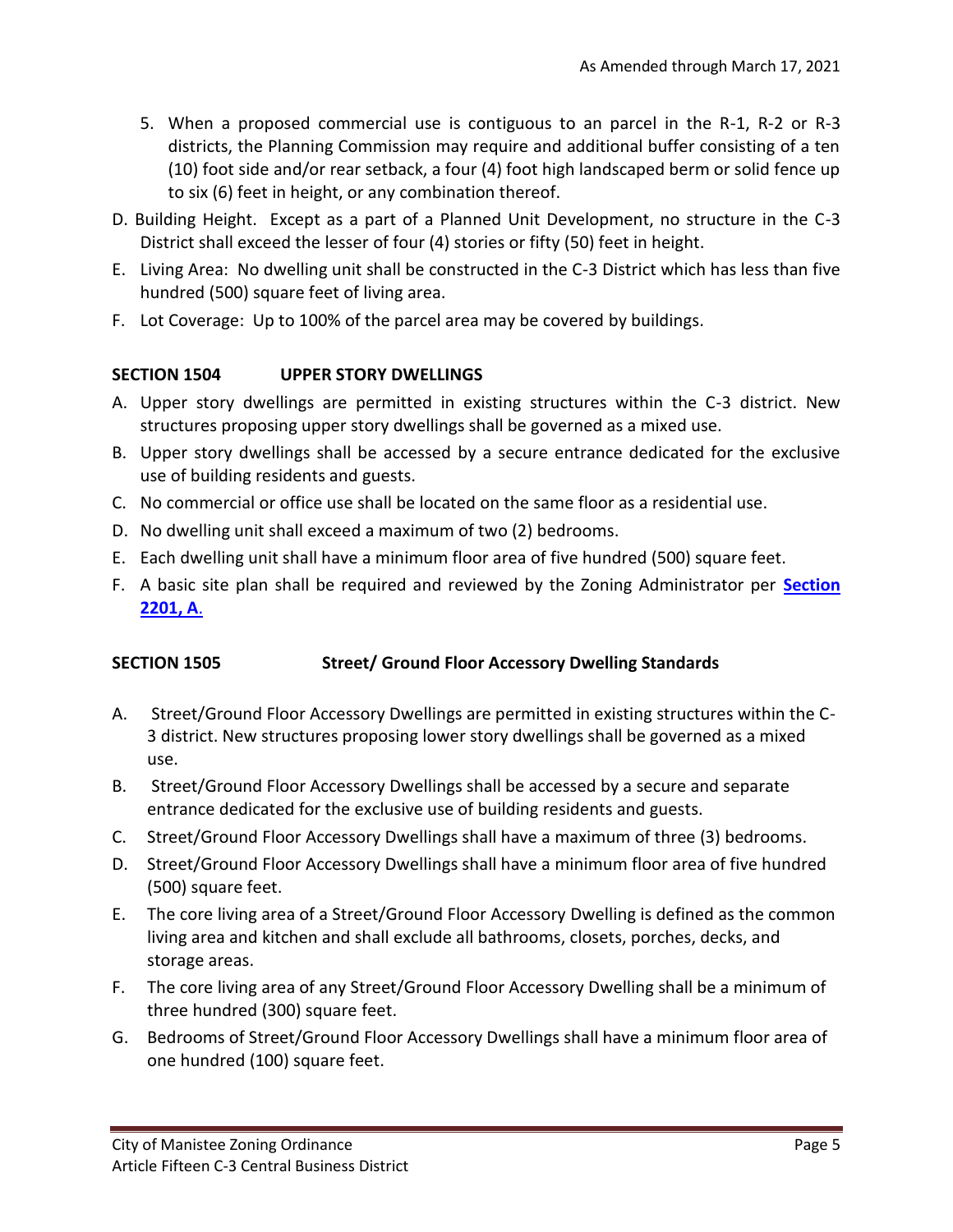5. When a proposed commercial use is contiguous to an parcel in the R-1, R-2 or R-3 districts, the Planning Commission may require and additional buffer consisting of a ten (10) foot side and/or rear setback, a four (4) foot high landscaped berm or solid fence up to six (6) feet in height, or any combination thereof.

D. Building Height. Except as a part of a Planned Unit Development, no structure in the C-3 District shall exceed the lesser of four (4) stories or fifty (50) feet in height.

E. Living Area: No dwelling unit shall be constructed in the C-3 District which has less than five hundred (500) square feet of living area.

F. Lot Coverage: Up to 100% of the parcel area may be covered by buildings.

**SECTION 1504 UPPER STORY DWELLINGS**

A. Upper story dwellings are permitted in existing structures within the C-3 district. New structures proposing upper story dwellings shall be governed as a mixed use.

B. Upper story dwellings shall be accessed by a secure entrance dedicated for the exclusive use of building residents and guests.

C. No commercial or office use shall be located on the same floor as a residential use.

D. No dwelling unit shall exceed a maximum of two (2) bedrooms.

E. Each dwelling unit shall have a minimum floor area of five hundred (500) square feet.

F. A basic site plan shall be required and reviewed by the Zoning Administrator per **Section 2201, A**.

**SECTION 1505 Street/ Ground Floor Accessory Dwelling Standards**

A. Street/Ground Floor Accessory Dwellings are permitted in existing structures within the C-3 district. New structures proposing lower story dwellings shall be governed as a mixed use.

B. Street/Ground Floor Accessory Dwellings shall be accessed by a secure and separate entrance dedicated for the exclusive use of building residents and guests.

C. Street/Ground Floor Accessory Dwellings shall have a maximum of three (3) bedrooms.

D. Street/Ground Floor Accessory Dwellings shall have a minimum floor area of five hundred (500) square feet.

E. The core living area of a Street/Ground Floor Accessory Dwelling is defined as the common living area and kitchen and shall exclude all bathrooms, closets, porches, decks, and storage areas.

F. The core living area of any Street/Ground Floor Accessory Dwelling shall be a minimum of three hundred (300) square feet.

G. Bedrooms of Street/Ground Floor Accessory Dwellings shall have a minimum floor area of one hundred (100) square feet.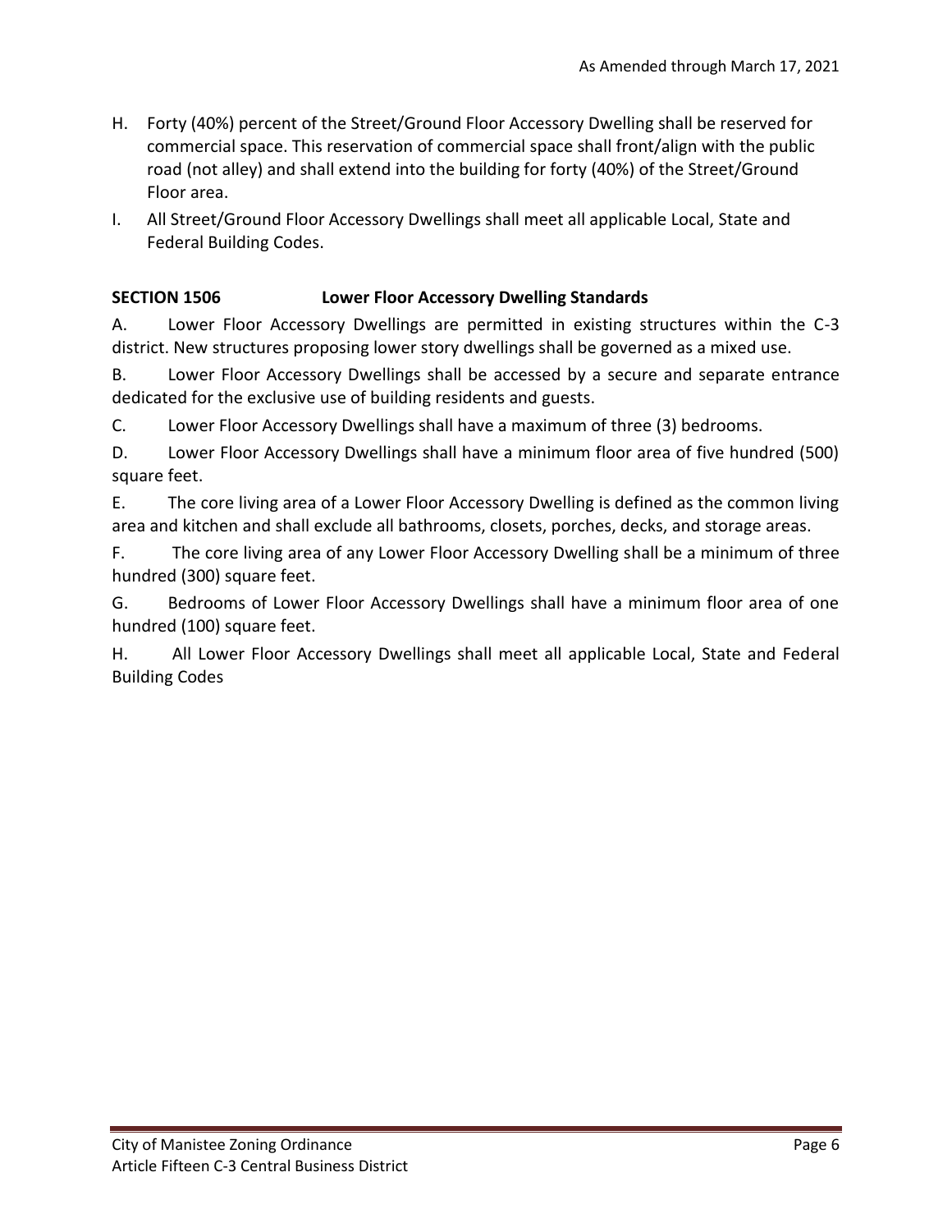H. Forty (40%) percent of the Street/Ground Floor Accessory Dwelling shall be reserved for commercial space. This reservation of commercial space shall front/align with the public road (not alley) and shall extend into the building for forty (40%) of the Street/Ground Floor area.

I. All Street/Ground Floor Accessory Dwellings shall meet all applicable Local, State and Federal Building Codes.

### SECTION 1506 Lower Floor Accessory Dwelling Standards

A. Lower Floor Accessory Dwellings are permitted in existing structures within the C-3 district. New structures proposing lower story dwellings shall be governed as a mixed use.

B. Lower Floor Accessory Dwellings shall be accessed by a secure and separate entrance dedicated for the exclusive use of building residents and guests.

C. Lower Floor Accessory Dwellings shall have a maximum of three (3) bedrooms.

D. Lower Floor Accessory Dwellings shall have a minimum floor area of five hundred (500) square feet.

E. The core living area of a Lower Floor Accessory Dwelling is defined as the common living area and kitchen and shall exclude all bathrooms, closets, porches, decks, and storage areas.

F. The core living area of any Lower Floor Accessory Dwelling shall be a minimum of three hundred (300) square feet.

G. Bedrooms of Lower Floor Accessory Dwellings shall have a minimum floor area of one hundred (100) square feet.

H. All Lower Floor Accessory Dwellings shall meet all applicable Local, State and Federal Building Codes